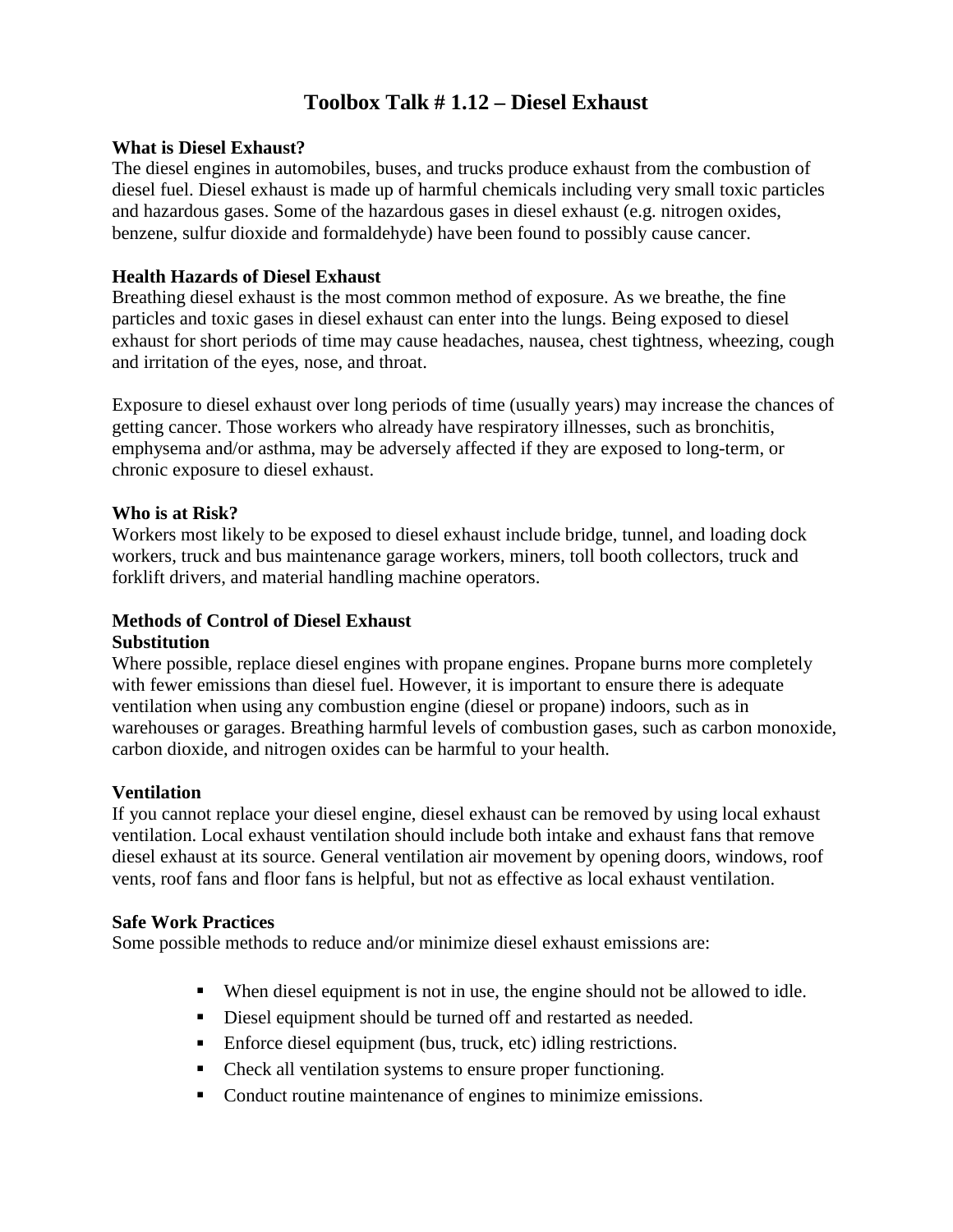# Toolbox Talk # 1.12 – Diesel Exhaust

**What is Diesel Exhaust?**

The diesel engines in automobiles, buses, and trucks produce exhaust from the combustion of diesel fuel. Diesel exhaust is made up of harmful chemicals including very small toxic particles and hazardous gases. Some of the hazardous gases in diesel exhaust (e.g. nitrogen oxides, benzene, sulfur dioxide and formaldehyde) have been found to possibly cause cancer.

**Health Hazards of Diesel Exhaust**

Breathing diesel exhaust is the most common method of exposure. As we breathe, the fine particles and toxic gases in diesel exhaust can enter into the lungs. Being exposed to diesel exhaust for short periods of time may cause headaches, nausea, chest tightness, wheezing, cough and irritation of the eyes, nose, and throat.

Exposure to diesel exhaust over long periods of time (usually years) may increase the chances of getting cancer. Those workers who already have respiratory illnesses, such as bronchitis, emphysema and/or asthma, may be adversely affected if they are exposed to long-term, or chronic exposure to diesel exhaust.

**Who is at Risk?**

Workers most likely to be exposed to diesel exhaust include bridge, tunnel, and loading dock workers, truck and bus maintenance garage workers, miners, toll booth collectors, truck and forklift drivers, and material handling machine operators.

**Methods of Control of Diesel Exhaust**

**Substitution**

Where possible, replace diesel engines with propane engines. Propane burns more completely with fewer emissions than diesel fuel. However, it is important to ensure there is adequate ventilation when using any combustion engine (diesel or propane) indoors, such as in warehouses or garages. Breathing harmful levels of combustion gases, such as carbon monoxide, carbon dioxide, and nitrogen oxides can be harmful to your health.

**Ventilation**

If you cannot replace your diesel engine, diesel exhaust can be removed by using local exhaust ventilation. Local exhaust ventilation should include both intake and exhaust fans that remove diesel exhaust at its source. General ventilation air movement by opening doors, windows, roof vents, roof fans and floor fans is helpful, but not as effective as local exhaust ventilation.

**Safe Work Practices**

Some possible methods to reduce and/or minimize diesel exhaust emissions are:

- When diesel equipment is not in use, the engine should not be allowed to idle.
- Diesel equipment should be turned off and restarted as needed.
- Enforce diesel equipment (bus, truck, etc) idling restrictions.
- Check all ventilation systems to ensure proper functioning.
- Conduct routine maintenance of engines to minimize emissions.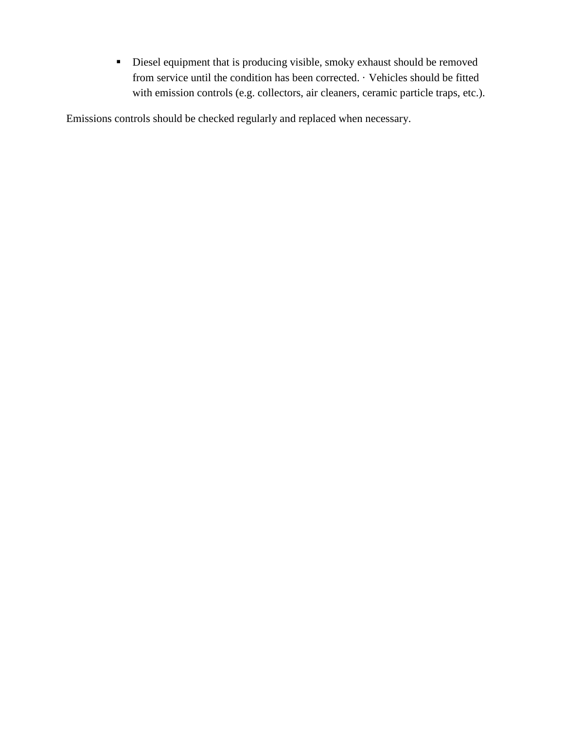- Diesel equipment that is producing visible, smoky exhaust should be removed from service until the condition has been corrected. · Vehicles should be fitted with emission controls (e.g. collectors, air cleaners, ceramic particle traps, etc.).

Emissions controls should be checked regularly and replaced when necessary.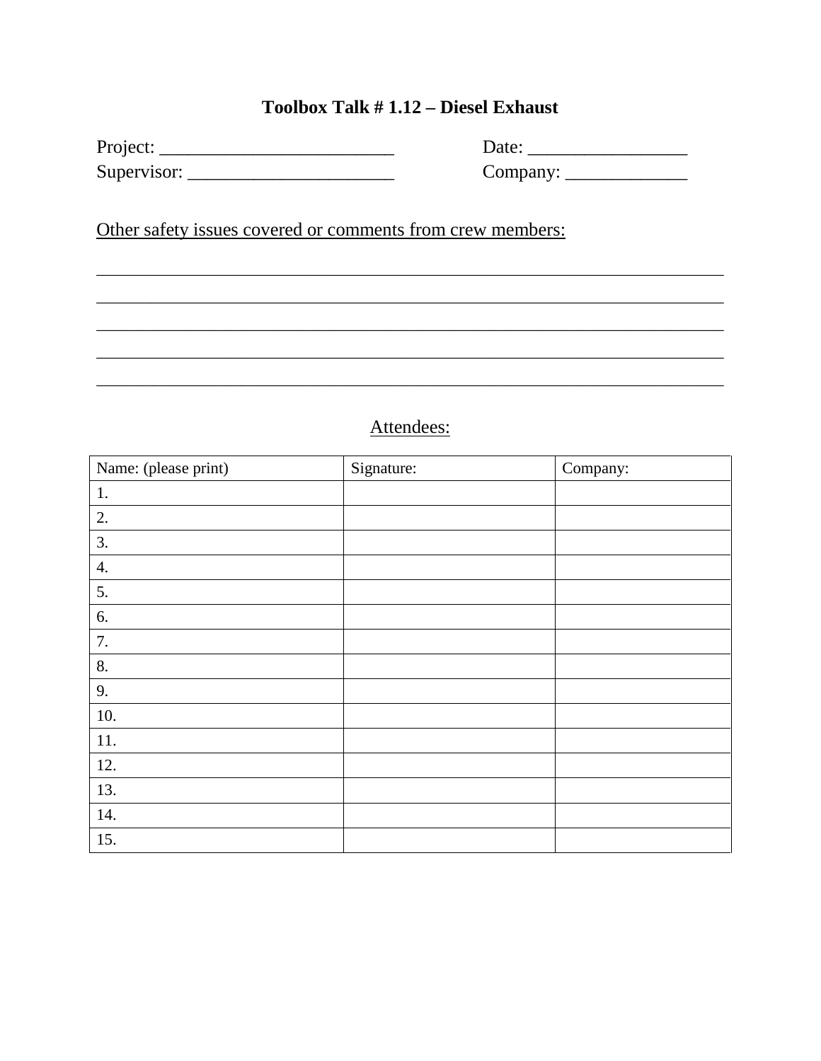# Toolbox Talk # 1.12 – Diesel Exhaust

Project: _________________________ Date: _________________

Supervisor: ______________________ Company: _____________

Other safety issues covered or comments from crew members:

_____________________________________________________________________

_____________________________________________________________________

_____________________________________________________________________

_____________________________________________________________________

_____________________________________________________________________

Attendees:

| Name: (please print) | Signature: | Company: |
|---|---|---|
| 1. | | |
| 2. | | |
| 3. | | |
| 4. | | |
| 5. | | |
| 6. | | |
| 7. | | |
| 8. | | |
| 9. | | |
| 10. | | |
| 11. | | |
| 12. | | |
| 13. | | |
| 14. | | |
| 15. | | |